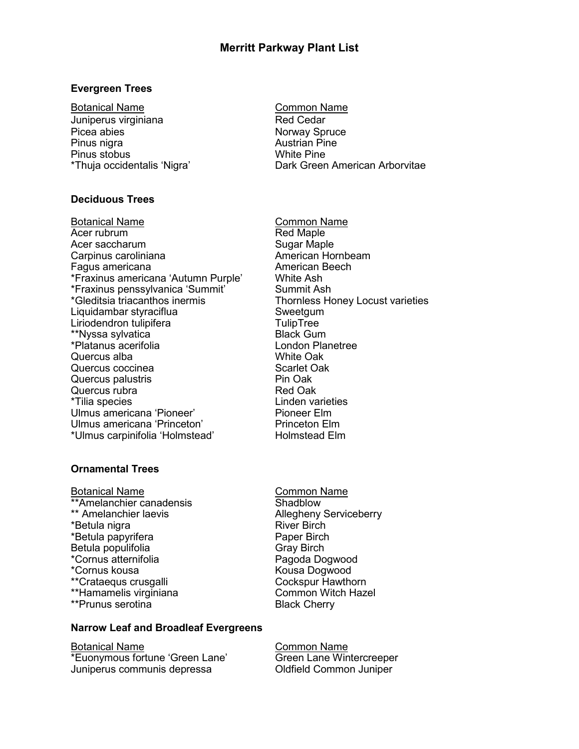# Merritt Parkway Plant List

## Evergreen Trees

| Botanical Name | Common Name |
|---|---|
| Juniperus virginiana | Red Cedar |
| Picea abies | Norway Spruce |
| Pinus nigra | Austrian Pine |
| Pinus stobus | White Pine |
| *Thuja occidentalis 'Nigra' | Dark Green American Arborvitae |

## Deciduous Trees

| Botanical Name | Common Name |
|---|---|
| Acer rubrum | Red Maple |
| Acer saccharum | Sugar Maple |
| Carpinus caroliniana | American Hornbeam |
| Fagus americana | American Beech |
| *Fraxinus americana 'Autumn Purple' | White Ash |
| *Fraxinus penssylvanica 'Summit' | Summit Ash |
| *Gleditsia triacanthos inermis | Thornless Honey Locust varieties |
| Liquidambar styraciflua | Sweetgum |
| Liriodendron tulipifera | TulipTree |
| **Nyssa sylvatica | Black Gum |
| *Platanus acerifolia | London Planetree |
| Quercus alba | White Oak |
| Quercus coccinea | Scarlet Oak |
| Quercus palustris | Pin Oak |
| Quercus rubra | Red Oak |
| *Tilia species | Linden varieties |
| Ulmus americana 'Pioneer' | Pioneer Elm |
| Ulmus americana 'Princeton' | Princeton Elm |
| *Ulmus carpinifolia 'Holmstead' | Holmstead Elm |

## Ornamental Trees

| Botanical Name | Common Name |
|---|---|
| **Amelanchier canadensis | Shadblow |
| ** Amelanchier laevis | Allegheny Serviceberry |
| *Betula nigra | River Birch |
| *Betula papyrifera | Paper Birch |
| Betula populifolia | Gray Birch |
| *Cornus atternifolia | Pagoda Dogwood |
| *Cornus kousa | Kousa Dogwood |
| **Crataequs crusgalli | Cockspur Hawthorn |
| **Hamamelis virginiana | Common Witch Hazel |
| **Prunus serotina | Black Cherry |

## Narrow Leaf and Broadleaf Evergreens

| Botanical Name | Common Name |
|---|---|
| *Euonymous fortune 'Green Lane' | Green Lane Wintercreeper |
| Juniperus communis depressa | Oldfield Common Juniper |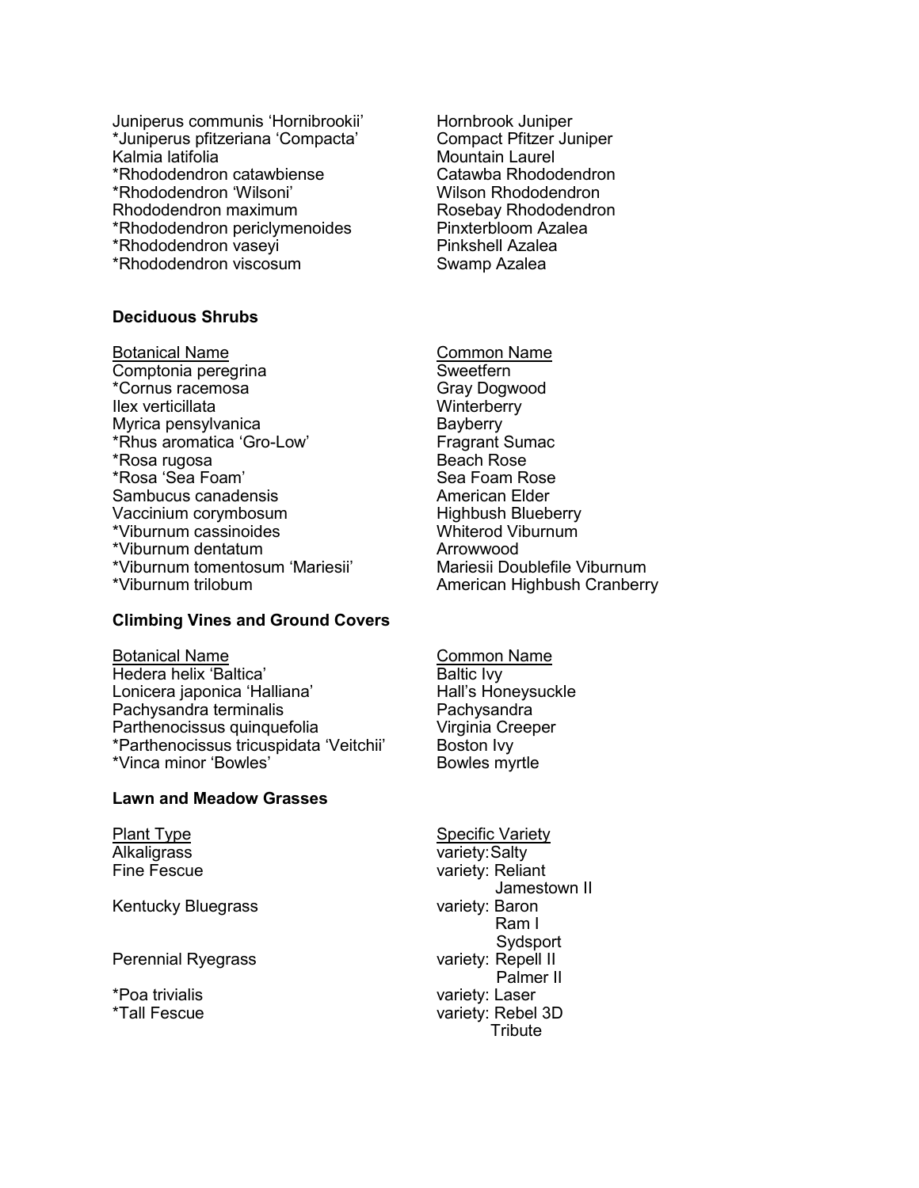| | |
|---|---|
| Juniperus communis 'Hornibrookii' | Hornbrook Juniper |
| *Juniperus pfitzeriana 'Compacta' | Compact Pfitzer Juniper |
| Kalmia latifolia | Mountain Laurel |
| *Rhododendron catawbiense | Catawba Rhododendron |
| *Rhododendron 'Wilsoni' | Wilson Rhododendron |
| Rhododendron maximum | Rosebay Rhododendron |
| *Rhododendron periclymenoides | Pinxterbloom Azalea |
| *Rhododendron vaseyi | Pinkshell Azalea |
| *Rhododendron viscosum | Swamp Azalea |

**Deciduous Shrubs**

| Botanical Name | Common Name |
|---|---|
| Comptonia peregrina | Sweetfern |
| *Cornus racemosa | Gray Dogwood |
| Ilex verticillata | Winterberry |
| Myrica pensylvanica | Bayberry |
| *Rhus aromatica 'Gro-Low' | Fragrant Sumac |
| *Rosa rugosa | Beach Rose |
| *Rosa 'Sea Foam' | Sea Foam Rose |
| Sambucus canadensis | American Elder |
| Vaccinium corymbosum | Highbush Blueberry |
| *Viburnum cassinoides | Whiterod Viburnum |
| *Viburnum dentatum | Arrowwood |
| *Viburnum tomentosum 'Mariesii' | Mariesii Doublefile Viburnum |
| *Viburnum trilobum | American Highbush Cranberry |

**Climbing Vines and Ground Covers**

| Botanical Name | Common Name |
|---|---|
| Hedera helix 'Baltica' | Baltic Ivy |
| Lonicera japonica 'Halliana' | Hall's Honeysuckle |
| Pachysandra terminalis | Pachysandra |
| Parthenocissus quinquefolia | Virginia Creeper |
| *Parthenocissus tricuspidata 'Veitchii' | Boston Ivy |
| *Vinca minor 'Bowles' | Bowles myrtle |

**Lawn and Meadow Grasses**

| Plant Type | Specific Variety |
|---|---|
| Alkaligrass | variety: Salty |
| Fine Fescue | variety: Reliant<br>Jamestown II |
| Kentucky Bluegrass | variety: Baron<br>Ram I<br>Sydsport |
| Perennial Ryegrass | variety: Repell II<br>Palmer II |
| *Poa trivialis | variety: Laser |
| *Tall Fescue | variety: Rebel 3D<br>Tribute |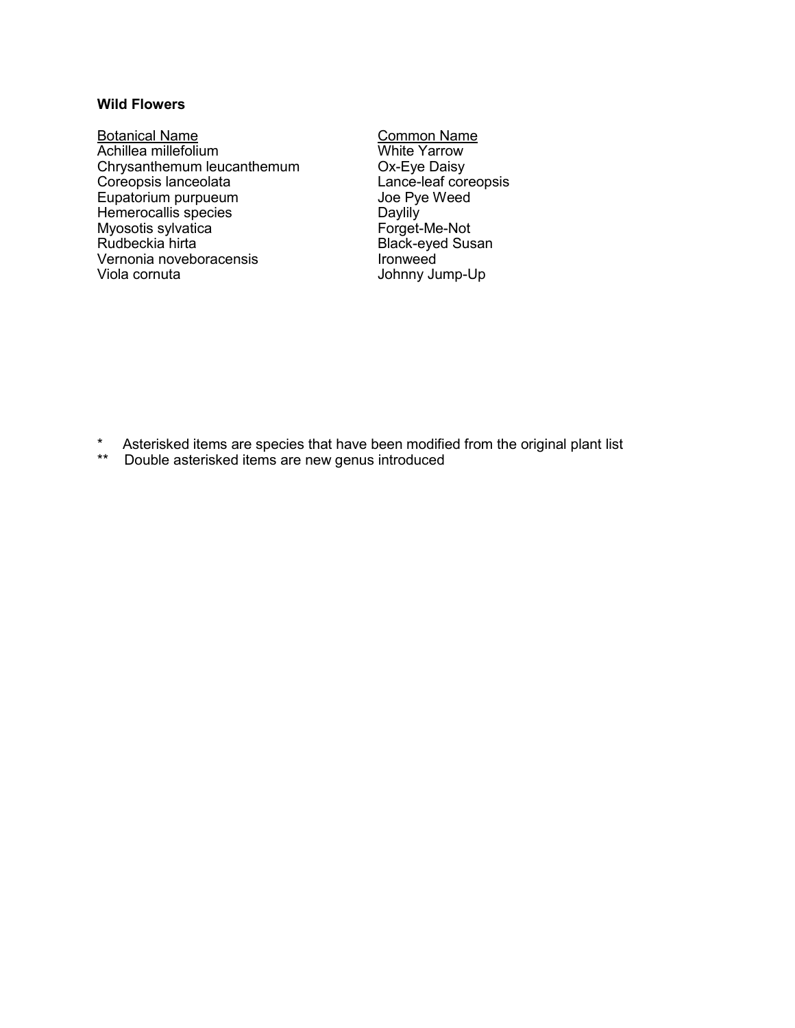**Wild Flowers**

| Botanical Name | Common Name |
|---|---|
| Achillea millefolium | White Yarrow |
| Chrysanthemum leucanthemum | Ox-Eye Daisy |
| Coreopsis lanceolata | Lance-leaf coreopsis |
| Eupatorium purpueum | Joe Pye Weed |
| Hemerocallis species | Daylily |
| Myosotis sylvatica | Forget-Me-Not |
| Rudbeckia hirta | Black-eyed Susan |
| Vernonia noveboracensis | Ironweed |
| Viola cornuta | Johnny Jump-Up |

\* Asterisked items are species that have been modified from the original plant list

\*\* Double asterisked items are new genus introduced